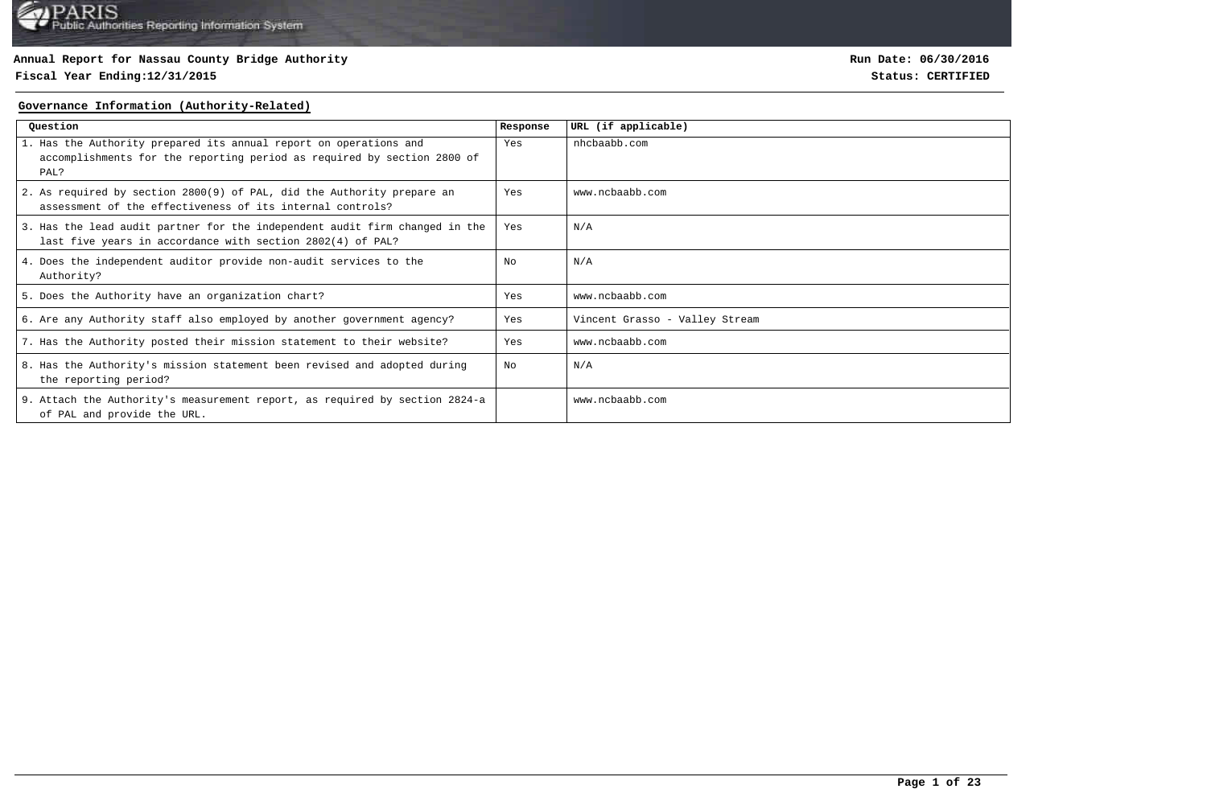**Annual Report for Nassau County Bridge Authority**

**Fiscal Year Ending:12/31/2015**

**Run Date: 06/30/2016**

**Status: CERTIFIED**

## Governance Information (Authority-Related)

| Question | Response | URL (if applicable) |
|---|---|---|
| 1. Has the Authority prepared its annual report on operations and accomplishments for the reporting period as required by section 2800 of PAL? | Yes | nhcbaabb.com |
| 2. As required by section 2800(9) of PAL, did the Authority prepare an assessment of the effectiveness of its internal controls? | Yes | www.ncbaabb.com |
| 3. Has the lead audit partner for the independent audit firm changed in the last five years in accordance with section 2802(4) of PAL? | Yes | N/A |
| 4. Does the independent auditor provide non-audit services to the Authority? | No | N/A |
| 5. Does the Authority have an organization chart? | Yes | www.ncbaabb.com |
| 6. Are any Authority staff also employed by another government agency? | Yes | Vincent Grasso - Valley Stream |
| 7. Has the Authority posted their mission statement to their website? | Yes | www.ncbaabb.com |
| 8. Has the Authority's mission statement been revised and adopted during the reporting period? | No | N/A |
| 9. Attach the Authority's measurement report, as required by section 2824-a of PAL and provide the URL. | | www.ncbaabb.com |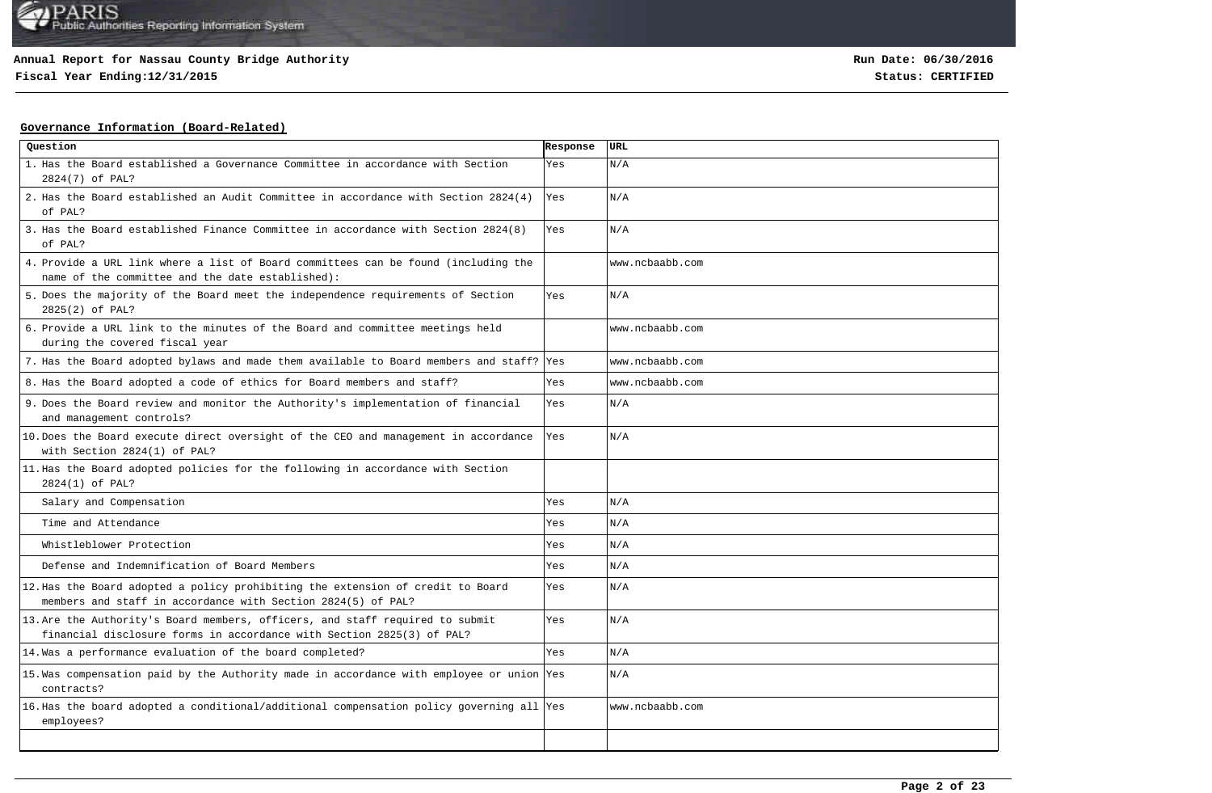**Annual Report for Nassau County Bridge Authority**

**Fiscal Year Ending:12/31/2015**

**Run Date: 06/30/2016**

**Status: CERTIFIED**

## Governance Information (Board-Related)

| Question | Response | URL |
|---|---|---|
| 1. Has the Board established a Governance Committee in accordance with Section 2824(7) of PAL? | Yes | N/A |
| 2. Has the Board established an Audit Committee in accordance with Section 2824(4) of PAL? | Yes | N/A |
| 3. Has the Board established Finance Committee in accordance with Section 2824(8) of PAL? | Yes | N/A |
| 4. Provide a URL link where a list of Board committees can be found (including the name of the committee and the date established): | | www.ncbaabb.com |
| 5. Does the majority of the Board meet the independence requirements of Section 2825(2) of PAL? | Yes | N/A |
| 6. Provide a URL link to the minutes of the Board and committee meetings held during the covered fiscal year | | www.ncbaabb.com |
| 7. Has the Board adopted bylaws and made them available to Board members and staff? | Yes | www.ncbaabb.com |
| 8. Has the Board adopted a code of ethics for Board members and staff? | Yes | www.ncbaabb.com |
| 9. Does the Board review and monitor the Authority's implementation of financial and management controls? | Yes | N/A |
| 10. Does the Board execute direct oversight of the CEO and management in accordance with Section 2824(1) of PAL? | Yes | N/A |
| 11. Has the Board adopted policies for the following in accordance with Section 2824(1) of PAL? | | |
| Salary and Compensation | Yes | N/A |
| Time and Attendance | Yes | N/A |
| Whistleblower Protection | Yes | N/A |
| Defense and Indemnification of Board Members | Yes | N/A |
| 12. Has the Board adopted a policy prohibiting the extension of credit to Board members and staff in accordance with Section 2824(5) of PAL? | Yes | N/A |
| 13. Are the Authority's Board members, officers, and staff required to submit financial disclosure forms in accordance with Section 2825(3) of PAL? | Yes | N/A |
| 14. Was a performance evaluation of the board completed? | Yes | N/A |
| 15. Was compensation paid by the Authority made in accordance with employee or union contracts? | Yes | N/A |
| 16. Has the board adopted a conditional/additional compensation policy governing all employees? | Yes | www.ncbaabb.com |
| | | |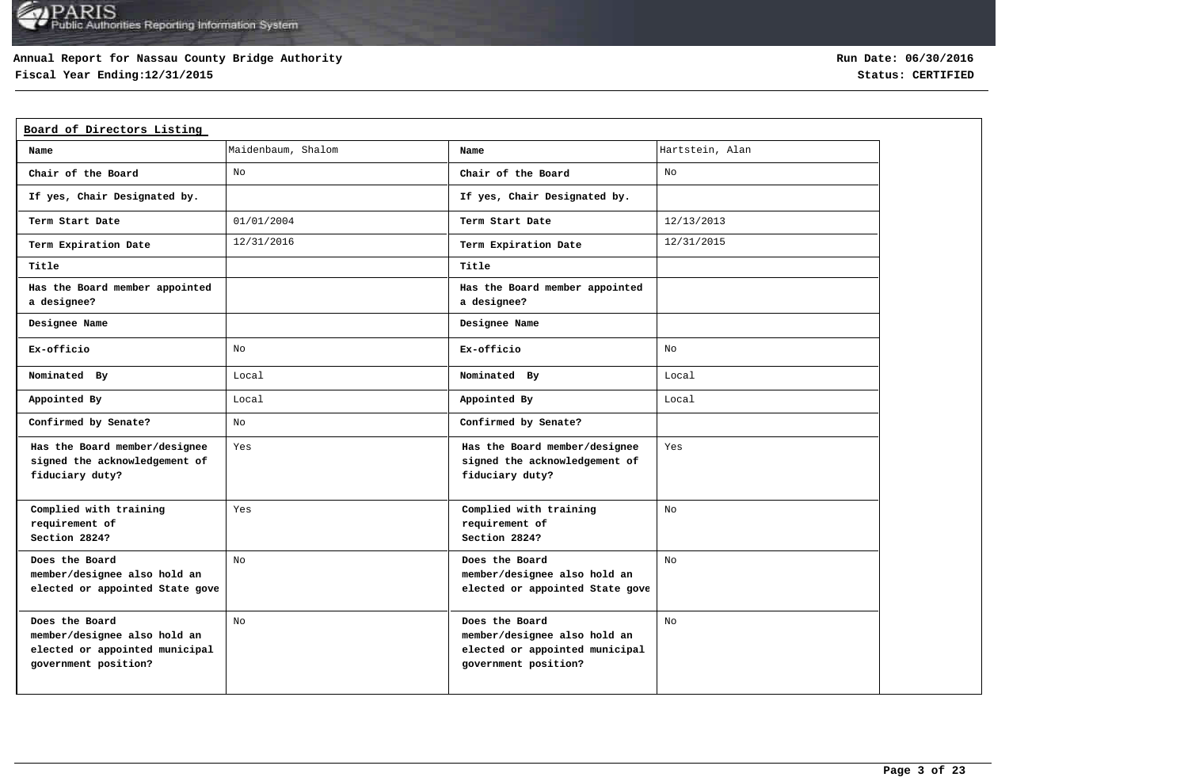**Annual Report for Nassau County Bridge Authority**

**Fiscal Year Ending:12/31/2015**

**Run Date: 06/30/2016**

**Status: CERTIFIED**

**Board of Directors Listing**

| Name | Maidenbaum, Shalom | Name | Hartstein, Alan |
|---|---|---|---|
| Chair of the Board | No | Chair of the Board | No |
| If yes, Chair Designated by. | | If yes, Chair Designated by. | |
| Term Start Date | 01/01/2004 | Term Start Date | 12/13/2013 |
| Term Expiration Date | 12/31/2016 | Term Expiration Date | 12/31/2015 |
| Title | | Title | |
| Has the Board member appointed a designee? | | Has the Board member appointed a designee? | |
| Designee Name | | Designee Name | |
| Ex-officio | No | Ex-officio | No |
| Nominated By | Local | Nominated By | Local |
| Appointed By | Local | Appointed By | Local |
| Confirmed by Senate? | No | Confirmed by Senate? | |
| Has the Board member/designee signed the acknowledgement of fiduciary duty? | Yes | Has the Board member/designee signed the acknowledgement of fiduciary duty? | Yes |
| Complied with training requirement of Section 2824? | Yes | Complied with training requirement of Section 2824? | No |
| Does the Board member/designee also hold an elected or appointed State gove | No | Does the Board member/designee also hold an elected or appointed State gove | No |
| Does the Board member/designee also hold an elected or appointed municipal government position? | No | Does the Board member/designee also hold an elected or appointed municipal government position? | No |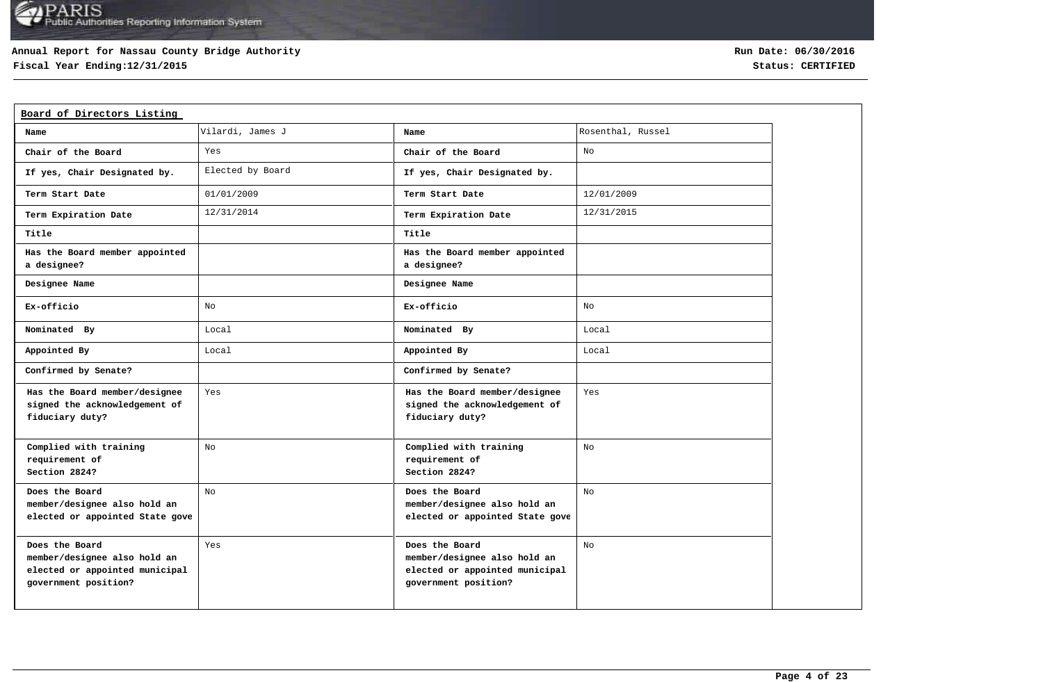**Annual Report for Nassau County Bridge Authority**
**Fiscal Year Ending:12/31/2015**

**Run Date: 06/30/2016**
**Status: CERTIFIED**

## Board of Directors Listing

| Name | Vilardi, James J | Name | Rosenthal, Russel |
|---|---|---|---|
| Chair of the Board | Yes | Chair of the Board | No |
| If yes, Chair Designated by. | Elected by Board | If yes, Chair Designated by. | |
| Term Start Date | 01/01/2009 | Term Start Date | 12/01/2009 |
| Term Expiration Date | 12/31/2014 | Term Expiration Date | 12/31/2015 |
| Title | | Title | |
| Has the Board member appointed a designee? | | Has the Board member appointed a designee? | |
| Designee Name | | Designee Name | |
| Ex-officio | No | Ex-officio | No |
| Nominated By | Local | Nominated By | Local |
| Appointed By | Local | Appointed By | Local |
| Confirmed by Senate? | | Confirmed by Senate? | |
| Has the Board member/designee signed the acknowledgement of fiduciary duty? | Yes | Has the Board member/designee signed the acknowledgement of fiduciary duty? | Yes |
| Complied with training requirement of Section 2824? | No | Complied with training requirement of Section 2824? | No |
| Does the Board member/designee also hold an elected or appointed State gove | No | Does the Board member/designee also hold an elected or appointed State gove | No |
| Does the Board member/designee also hold an elected or appointed municipal government position? | Yes | Does the Board member/designee also hold an elected or appointed municipal government position? | No |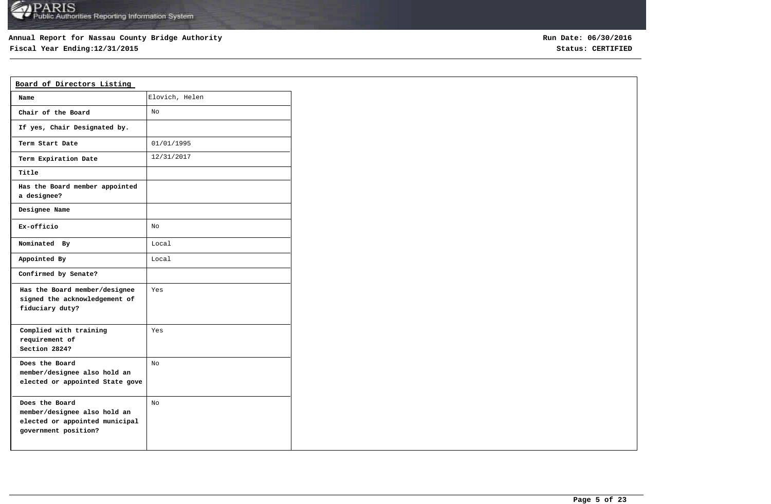Annual Report for Nassau County Bridge Authority
Fiscal Year Ending:12/31/2015

Run Date: 06/30/2016
Status: CERTIFIED

## Board of Directors Listing

| | |
|---|---|
| Name | Elovich, Helen |
| Chair of the Board | No |
| If yes, Chair Designated by. | |
| Term Start Date | 01/01/1995 |
| Term Expiration Date | 12/31/2017 |
| Title | |
| Has the Board member appointed a designee? | |
| Designee Name | |
| Ex-officio | No |
| Nominated By | Local |
| Appointed By | Local |
| Confirmed by Senate? | |
| Has the Board member/designee signed the acknowledgement of fiduciary duty? | Yes |
| Complied with training requirement of Section 2824? | Yes |
| Does the Board member/designee also hold an elected or appointed State gove | No |
| Does the Board member/designee also hold an elected or appointed municipal government position? | No |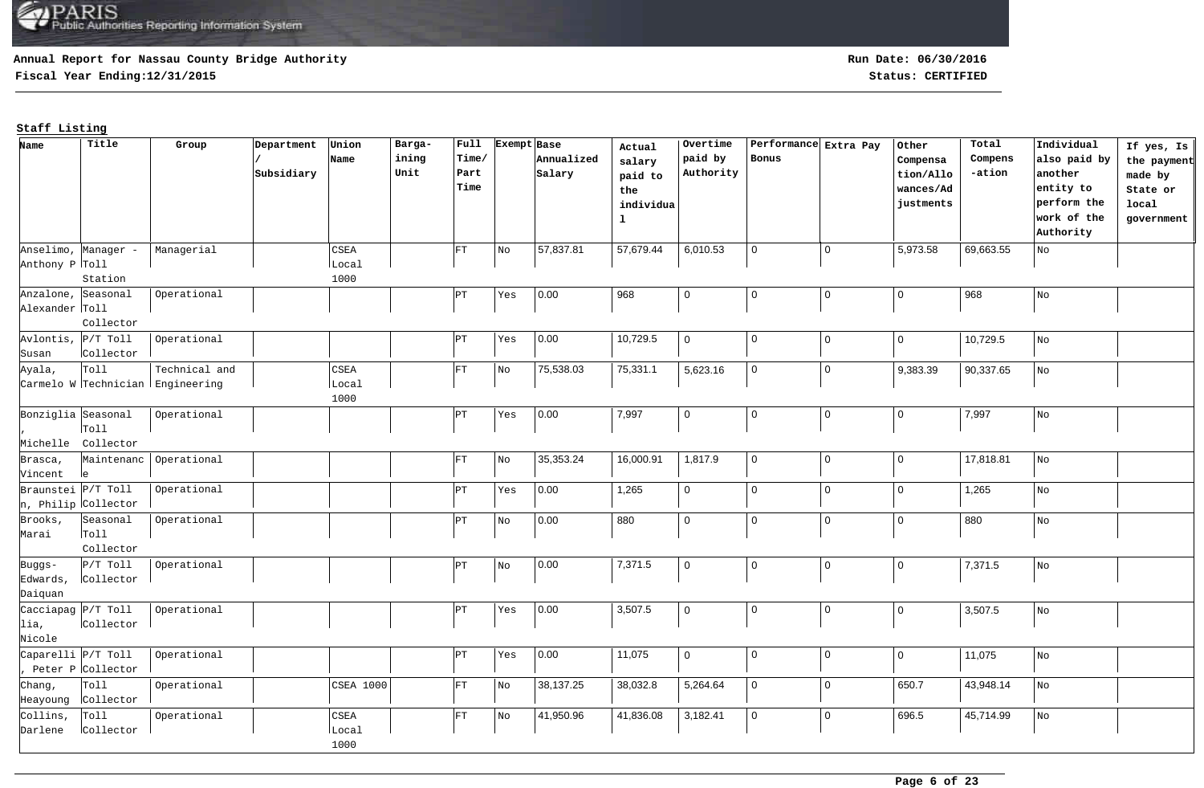**Annual Report for Nassau County Bridge Authority**

**Fiscal Year Ending:12/31/2015**

**Run Date: 06/30/2016**

**Status: CERTIFIED**

## Staff Listing

| Name | Title | Group | Department / Subsidiary | Union Name | Barga-ining Unit | Full Time/ Part Time | Exempt | Base Annualized Salary | Actual salary paid to the individual | Overtime paid by Authority | Performance Bonus | Extra Pay | Other Compensation/Allowances/Adjustments | Total Compensation | Individual also paid by another entity to perform the work of the Authority | If yes, Is the payment made by State or local government |
|---|---|---|---|---|---|---|---|---|---|---|---|---|---|---|---|---|
| Anselimo, Anthony P | Manager - Toll Station | Managerial | | CSEA Local 1000 | | FT | No | 57,837.81 | 57,679.44 | 6,010.53 | 0 | 0 | 5,973.58 | 69,663.55 | No | |
| Anzalone, Alexander | Seasonal Toll Collector | Operational | | | | PT | Yes | 0.00 | 968 | 0 | 0 | 0 | 0 | 968 | No | |
| Avlontis, Susan | P/T Toll Collector | Operational | | | | PT | Yes | 0.00 | 10,729.5 | 0 | 0 | 0 | 0 | 10,729.5 | No | |
| Ayala, Carmelo W | Toll Technician | Technical and Engineering | | CSEA Local 1000 | | FT | No | 75,538.03 | 75,331.1 | 5,623.16 | 0 | 0 | 9,383.39 | 90,337.65 | No | |
| Bonziglia, Michelle | Seasonal Toll Collector | Operational | | | | PT | Yes | 0.00 | 7,997 | 0 | 0 | 0 | 0 | 7,997 | No | |
| Brasca, Vincent | Maintenance | Operational | | | | FT | No | 35,353.24 | 16,000.91 | 1,817.9 | 0 | 0 | 0 | 17,818.81 | No | |
| Braunstein, Philip | P/T Toll Collector | Operational | | | | PT | Yes | 0.00 | 1,265 | 0 | 0 | 0 | 0 | 1,265 | No | |
| Brooks, Marai | Seasonal Toll Collector | Operational | | | | PT | No | 0.00 | 880 | 0 | 0 | 0 | 0 | 880 | No | |
| Buggs-Edwards, Daiquan | P/T Toll Collector | Operational | | | | PT | No | 0.00 | 7,371.5 | 0 | 0 | 0 | 0 | 7,371.5 | No | |
| Cacciapaglia, Nicole | P/T Toll Collector | Operational | | | | PT | Yes | 0.00 | 3,507.5 | 0 | 0 | 0 | 0 | 3,507.5 | No | |
| Caparelli, Peter P | P/T Toll Collector | Operational | | | | PT | Yes | 0.00 | 11,075 | 0 | 0 | 0 | 0 | 11,075 | No | |
| Chang, Heayoung | Toll Collector | Operational | | CSEA 1000 | | FT | No | 38,137.25 | 38,032.8 | 5,264.64 | 0 | 0 | 650.7 | 43,948.14 | No | |
| Collins, Darlene | Toll Collector | Operational | | CSEA Local 1000 | | FT | No | 41,950.96 | 41,836.08 | 3,182.41 | 0 | 0 | 696.5 | 45,714.99 | No | |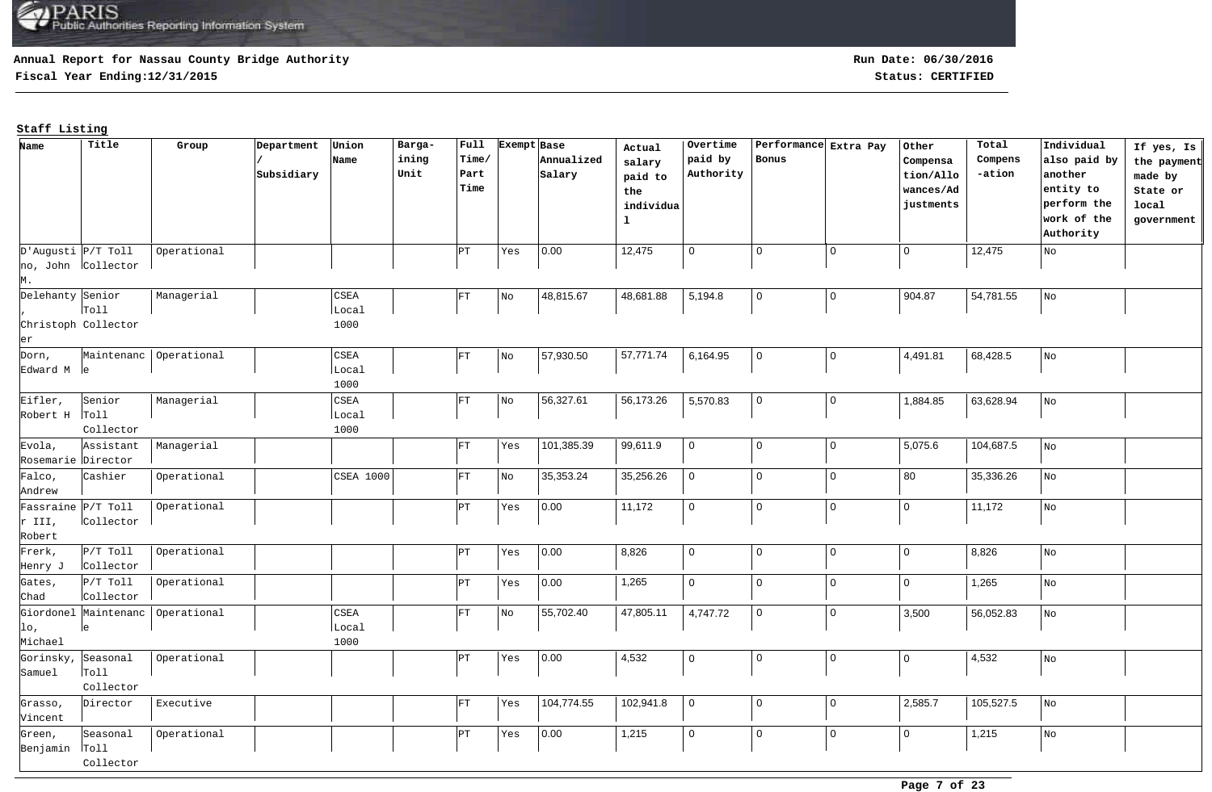**Annual Report for Nassau County Bridge Authority**

**Fiscal Year Ending:12/31/2015**

**Run Date: 06/30/2016**

**Status: CERTIFIED**

**Staff Listing**

| Name | Title | Group | Department / Subsidiary | Union Name | Barga-ining Unit | Full Time/ Part Time | Exempt | Base Annualized Salary | Actual salary paid to the individual | Overtime paid by Authority | Performance Bonus | Extra Pay | Other Compensation/Allowances/Adjustments | Total Compens-ation | Individual also paid by another entity to perform the work of the Authority | If yes, Is the payment made by State or local government |
|---|---|---|---|---|---|---|---|---|---|---|---|---|---|---|---|---|
| D'Augustino, John M. | P/T Toll Collector | Operational | | | | PT | Yes | 0.00 | 12,475 | 0 | 0 | 0 | 0 | 12,475 | No | |
| Delehanty, Christopher | Senior Toll Collector | Managerial | | CSEA Local 1000 | | FT | No | 48,815.67 | 48,681.88 | 5,194.8 | 0 | 0 | 904.87 | 54,781.55 | No | |
| Dorn, Edward M | Maintenance | Operational | | CSEA Local 1000 | | FT | No | 57,930.50 | 57,771.74 | 6,164.95 | 0 | 0 | 4,491.81 | 68,428.5 | No | |
| Eifler, Robert H | Senior Toll Collector | Managerial | | CSEA Local 1000 | | FT | No | 56,327.61 | 56,173.26 | 5,570.83 | 0 | 0 | 1,884.85 | 63,628.94 | No | |
| Evola, Rosemarie | Assistant Director | Managerial | | | | FT | Yes | 101,385.39 | 99,611.9 | 0 | 0 | 0 | 5,075.6 | 104,687.5 | No | |
| Falco, Andrew | Cashier | Operational | | CSEA 1000 | | FT | No | 35,353.24 | 35,256.26 | 0 | 0 | 0 | 80 | 35,336.26 | No | |
| Fassrainer III, Robert | P/T Toll Collector | Operational | | | | PT | Yes | 0.00 | 11,172 | 0 | 0 | 0 | 0 | 11,172 | No | |
| Frerk, Henry J | P/T Toll Collector | Operational | | | | PT | Yes | 0.00 | 8,826 | 0 | 0 | 0 | 0 | 8,826 | No | |
| Gates, Chad | P/T Toll Collector | Operational | | | | PT | Yes | 0.00 | 1,265 | 0 | 0 | 0 | 0 | 1,265 | No | |
| Giordonello, Michael | Maintenance | Operational | | CSEA Local 1000 | | FT | No | 55,702.40 | 47,805.11 | 4,747.72 | 0 | 0 | 3,500 | 56,052.83 | No | |
| Gorinsky, Samuel | Seasonal Toll Collector | Operational | | | | PT | Yes | 0.00 | 4,532 | 0 | 0 | 0 | 0 | 4,532 | No | |
| Grasso, Vincent | Director | Executive | | | | FT | Yes | 104,774.55 | 102,941.8 | 0 | 0 | 0 | 2,585.7 | 105,527.5 | No | |
| Green, Benjamin | Seasonal Toll Collector | Operational | | | | PT | Yes | 0.00 | 1,215 | 0 | 0 | 0 | 0 | 1,215 | No | |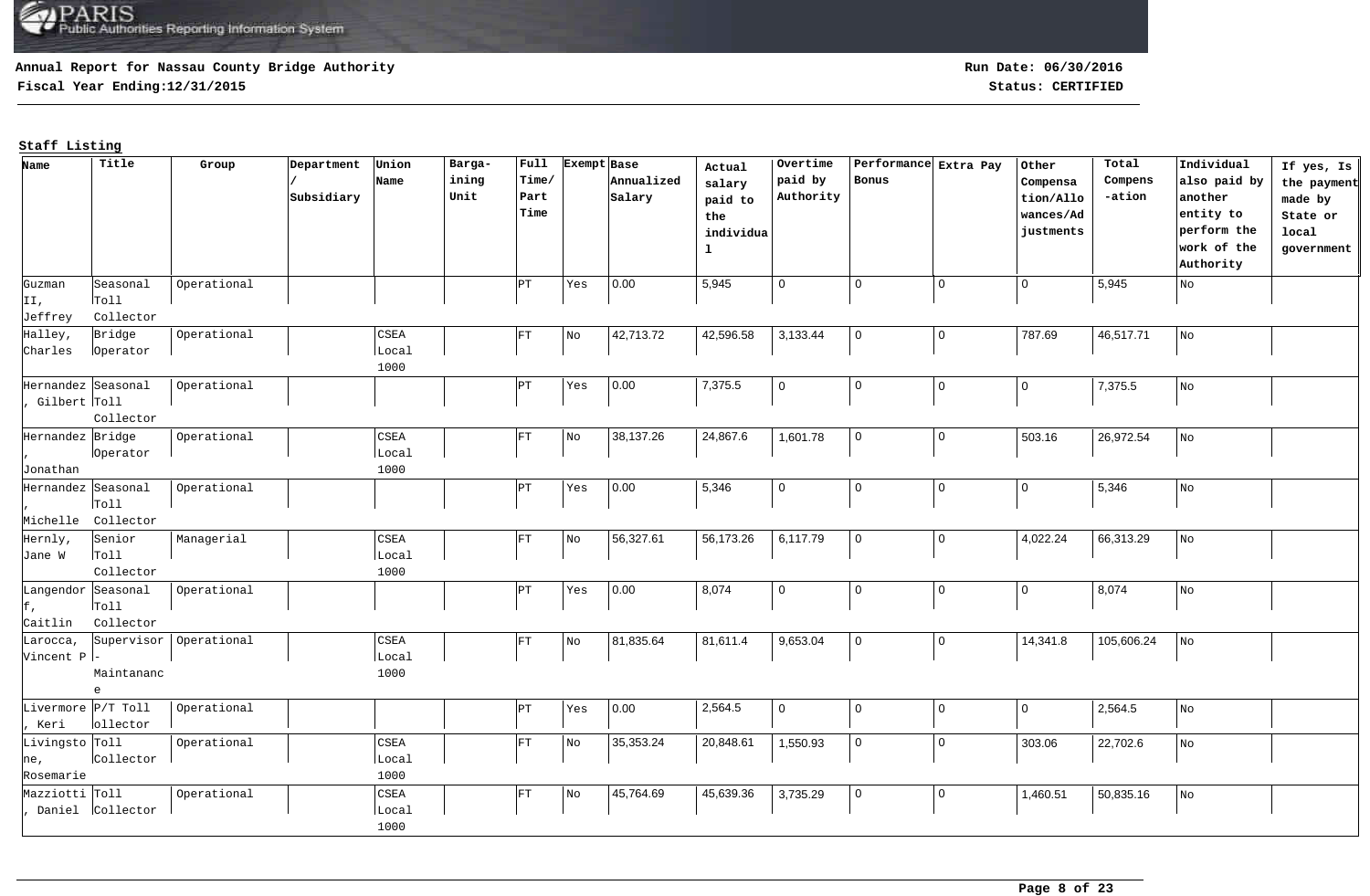**Annual Report for Nassau County Bridge Authority**
**Fiscal Year Ending:12/31/2015**

**Run Date: 06/30/2016**
**Status: CERTIFIED**

**Staff Listing**

| Name | Title | Group | Department / Subsidiary | Union Name | Barga-ining Unit | Full Time/ Part Time | Exempt | Base Annualized Salary | Actual salary paid to the individual | Overtime paid by Authority | Performance Bonus | Extra Pay | Other Compensation/Allowances/Adjustments | Total Compens-ation | Individual also paid by another entity to perform the work of the Authority | If yes, Is the payment made by State or local government |
|---|---|---|---|---|---|---|---|---|---|---|---|---|---|---|---|---|
| Guzman II, Jeffrey | Seasonal Toll Collector | Operational | | | | PT | Yes | 0.00 | 5,945 | 0 | 0 | 0 | 0 | 5,945 | No | |
| Halley, Charles | Bridge Operator | Operational | | CSEA Local 1000 | | FT | No | 42,713.72 | 42,596.58 | 3,133.44 | 0 | 0 | 787.69 | 46,517.71 | No | |
| Hernandez, Gilbert | Seasonal Toll Collector | Operational | | | | PT | Yes | 0.00 | 7,375.5 | 0 | 0 | 0 | 0 | 7,375.5 | No | |
| Hernandez, Jonathan | Bridge Operator | Operational | | CSEA Local 1000 | | FT | No | 38,137.26 | 24,867.6 | 1,601.78 | 0 | 0 | 503.16 | 26,972.54 | No | |
| Hernandez, Michelle | Seasonal Toll Collector | Operational | | | | PT | Yes | 0.00 | 5,346 | 0 | 0 | 0 | 0 | 5,346 | No | |
| Hernly, Jane W | Senior Toll Collector | Managerial | | CSEA Local 1000 | | FT | No | 56,327.61 | 56,173.26 | 6,117.79 | 0 | 0 | 4,022.24 | 66,313.29 | No | |
| Langendorff, Caitlin | Seasonal Toll Collector | Operational | | | | PT | Yes | 0.00 | 8,074 | 0 | 0 | 0 | 0 | 8,074 | No | |
| Larocca, Vincent P | Supervisor - Maintanance | Operational | | CSEA Local 1000 | | FT | No | 81,835.64 | 81,611.4 | 9,653.04 | 0 | 0 | 14,341.8 | 105,606.24 | No | |
| Livermore, Keri | P/T Toll ollector | Operational | | | | PT | Yes | 0.00 | 2,564.5 | 0 | 0 | 0 | 0 | 2,564.5 | No | |
| Livingstone, Rosemarie | Toll Collector | Operational | | CSEA Local 1000 | | FT | No | 35,353.24 | 20,848.61 | 1,550.93 | 0 | 0 | 303.06 | 22,702.6 | No | |
| Mazziotti, Daniel | Toll Collector | Operational | | CSEA Local 1000 | | FT | No | 45,764.69 | 45,639.36 | 3,735.29 | 0 | 0 | 1,460.51 | 50,835.16 | No | |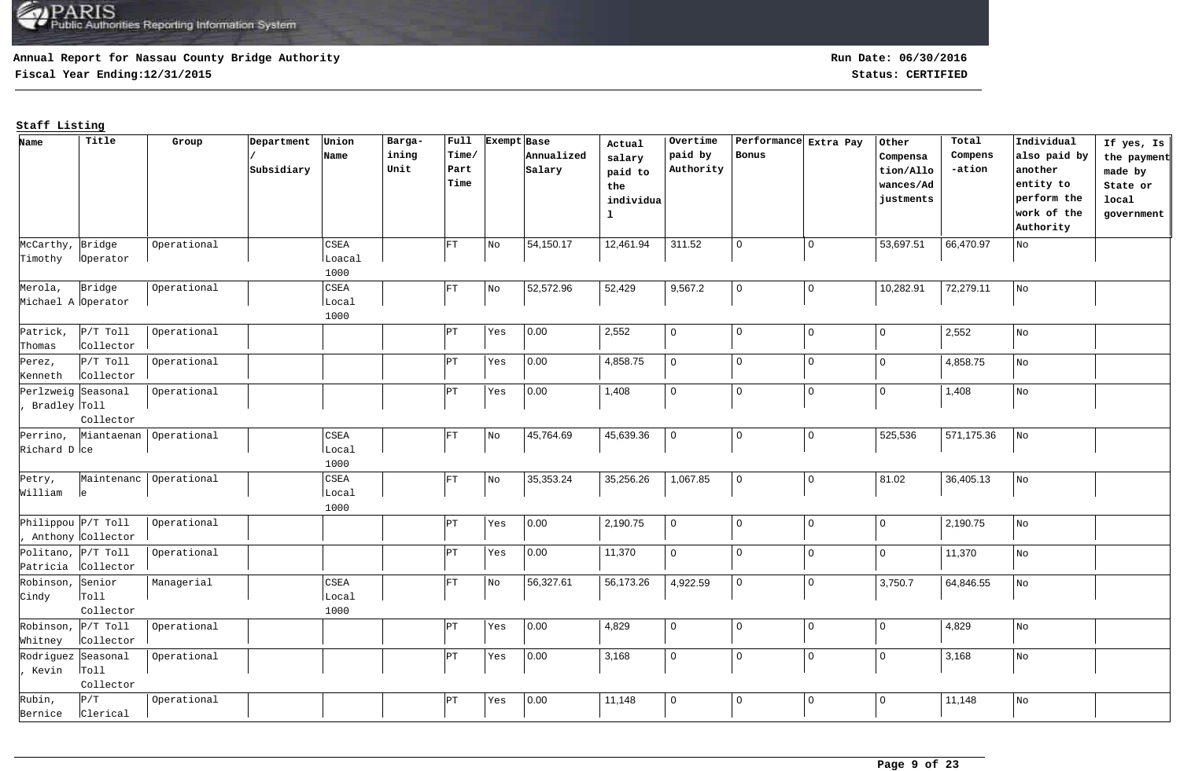**Annual Report for Nassau County Bridge Authority**

**Fiscal Year Ending:12/31/2015**

**Run Date: 06/30/2016**

**Status: CERTIFIED**

**Staff Listing**

| Name | Title | Group | Department / Subsidiary | Union Name | Barga-ining Unit | Full Time/ Part Time | Exempt | Base Annualized Salary | Actual salary paid to the individual | Overtime paid by Authority | Performance Bonus | Extra Pay | Other Compensation/Allowances/Adjustments | Total Compens-ation | Individual also paid by another entity to perform the work of the Authority | If yes, Is the payment made by State or local government |
|---|---|---|---|---|---|---|---|---|---|---|---|---|---|---|---|---|
| McCarthy, Timothy | Bridge Operator | Operational | | CSEA Loacal 1000 | | FT | No | 54,150.17 | 12,461.94 | 311.52 | 0 | 0 | 53,697.51 | 66,470.97 | No | |
| Merola, Michael A | Bridge Operator | Operational | | CSEA Local 1000 | | FT | No | 52,572.96 | 52,429 | 9,567.2 | 0 | 0 | 10,282.91 | 72,279.11 | No | |
| Patrick, Thomas | P/T Toll Collector | Operational | | | | PT | Yes | 0.00 | 2,552 | 0 | 0 | 0 | 0 | 2,552 | No | |
| Perez, Kenneth | P/T Toll Collector | Operational | | | | PT | Yes | 0.00 | 4,858.75 | 0 | 0 | 0 | 0 | 4,858.75 | No | |
| Perlzweig, Bradley | Seasonal Toll Collector | Operational | | | | PT | Yes | 0.00 | 1,408 | 0 | 0 | 0 | 0 | 1,408 | No | |
| Perrino, Richard D | Miantaenance | Operational | | CSEA Local 1000 | | FT | No | 45,764.69 | 45,639.36 | 0 | 0 | 0 | 525,536 | 571,175.36 | No | |
| Petry, William | Maintenance | Operational | | CSEA Local 1000 | | FT | No | 35,353.24 | 35,256.26 | 1,067.85 | 0 | 0 | 81.02 | 36,405.13 | No | |
| Philippou, Anthony | P/T Toll Collector | Operational | | | | PT | Yes | 0.00 | 2,190.75 | 0 | 0 | 0 | 0 | 2,190.75 | No | |
| Politano, Patricia | P/T Toll Collector | Operational | | | | PT | Yes | 0.00 | 11,370 | 0 | 0 | 0 | 0 | 11,370 | No | |
| Robinson, Cindy | Senior Toll Collector | Managerial | | CSEA Local 1000 | | FT | No | 56,327.61 | 56,173.26 | 4,922.59 | 0 | 0 | 3,750.7 | 64,846.55 | No | |
| Robinson, Whitney | P/T Toll Collector | Operational | | | | PT | Yes | 0.00 | 4,829 | 0 | 0 | 0 | 0 | 4,829 | No | |
| Rodriguez, Kevin | Seasonal Toll Collector | Operational | | | | PT | Yes | 0.00 | 3,168 | 0 | 0 | 0 | 0 | 3,168 | No | |
| Rubin, Bernice | P/T Clerical | Operational | | | | PT | Yes | 0.00 | 11,148 | 0 | 0 | 0 | 0 | 11,148 | No | |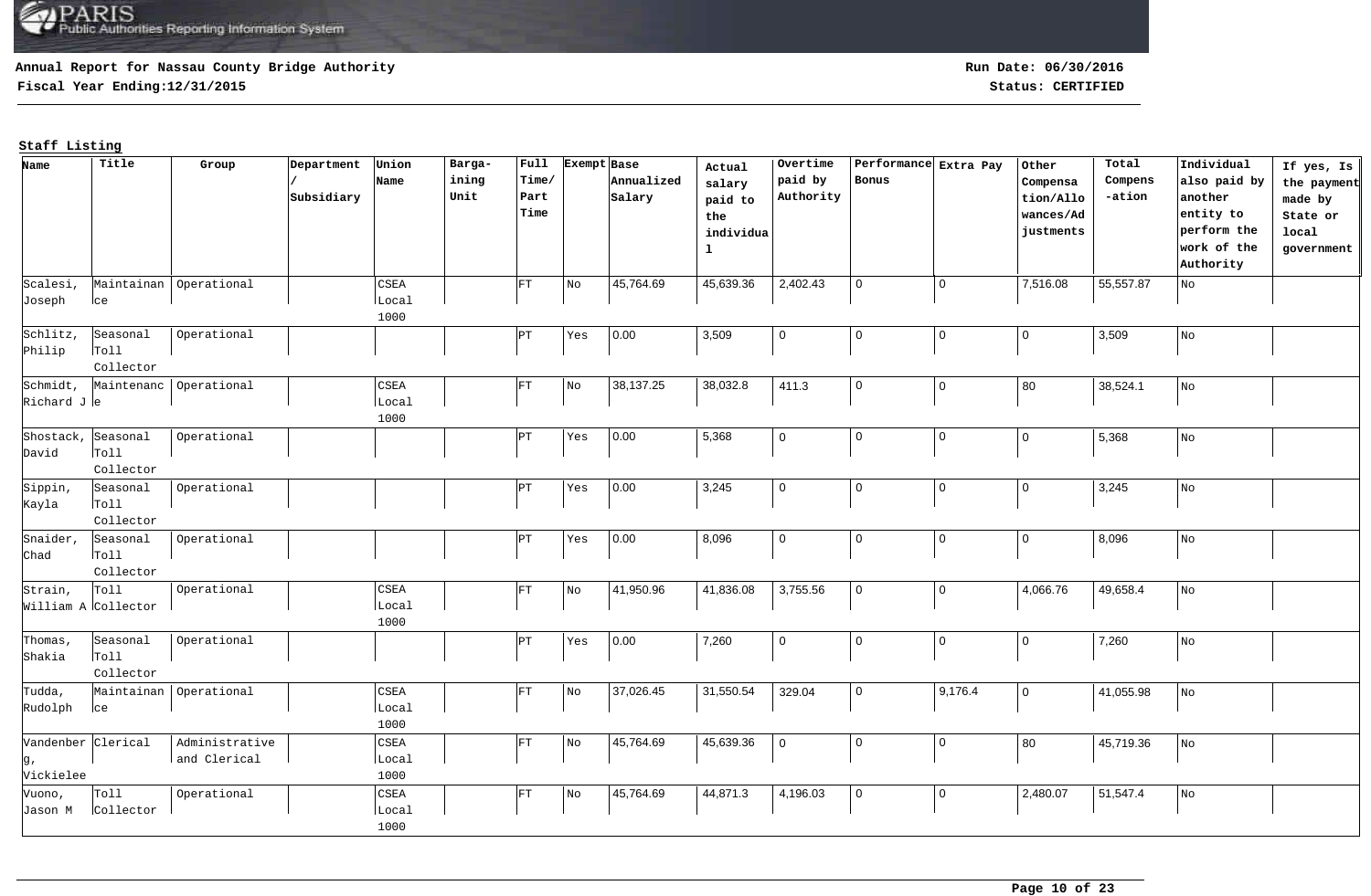**Annual Report for Nassau County Bridge Authority**

**Fiscal Year Ending:12/31/2015**

**Run Date: 06/30/2016**

**Status: CERTIFIED**

## Staff Listing

| Name | Title | Group | Department / Subsidiary | Union Name | Bargaining Unit | Full Time/ Part Time | Exempt | Base Annualized Salary | Actual salary paid to the individual | Overtime paid by Authority | Performance Bonus | Extra Pay | Other Compensation/Allowances/Adjustments | Total Compensation | Individual also paid by another entity to perform the work of the Authority | If yes, Is the payment made by State or local government |
|---|---|---|---|---|---|---|---|---|---|---|---|---|---|---|---|---|
| Scalesi, Joseph | Maintainance | Operational | | CSEA Local 1000 | | FT | No | 45,764.69 | 45,639.36 | 2,402.43 | 0 | 0 | 7,516.08 | 55,557.87 | No | |
| Schlitz, Philip | Seasonal Toll Collector | Operational | | | | PT | Yes | 0.00 | 3,509 | 0 | 0 | 0 | 0 | 3,509 | No | |
| Schmidt, Richard J | Maintenance | Operational | | CSEA Local 1000 | | FT | No | 38,137.25 | 38,032.8 | 411.3 | 0 | 0 | 80 | 38,524.1 | No | |
| Shostack, David | Seasonal Toll Collector | Operational | | | | PT | Yes | 0.00 | 5,368 | 0 | 0 | 0 | 0 | 5,368 | No | |
| Sippin, Kayla | Seasonal Toll Collector | Operational | | | | PT | Yes | 0.00 | 3,245 | 0 | 0 | 0 | 0 | 3,245 | No | |
| Snaider, Chad | Seasonal Toll Collector | Operational | | | | PT | Yes | 0.00 | 8,096 | 0 | 0 | 0 | 0 | 8,096 | No | |
| Strain, William A | Toll Collector | Operational | | CSEA Local 1000 | | FT | No | 41,950.96 | 41,836.08 | 3,755.56 | 0 | 0 | 4,066.76 | 49,658.4 | No | |
| Thomas, Shakia | Seasonal Toll Collector | Operational | | | | PT | Yes | 0.00 | 7,260 | 0 | 0 | 0 | 0 | 7,260 | No | |
| Tudda, Rudolph | Maintainance | Operational | | CSEA Local 1000 | | FT | No | 37,026.45 | 31,550.54 | 329.04 | 0 | 9,176.4 | 0 | 41,055.98 | No | |
| Vandenberg, Vickielee | Clerical | Administrative and Clerical | | CSEA Local 1000 | | FT | No | 45,764.69 | 45,639.36 | 0 | 0 | 0 | 80 | 45,719.36 | No | |
| Vuono, Jason M | Toll Collector | Operational | | CSEA Local 1000 | | FT | No | 45,764.69 | 44,871.3 | 4,196.03 | 0 | 0 | 2,480.07 | 51,547.4 | No | |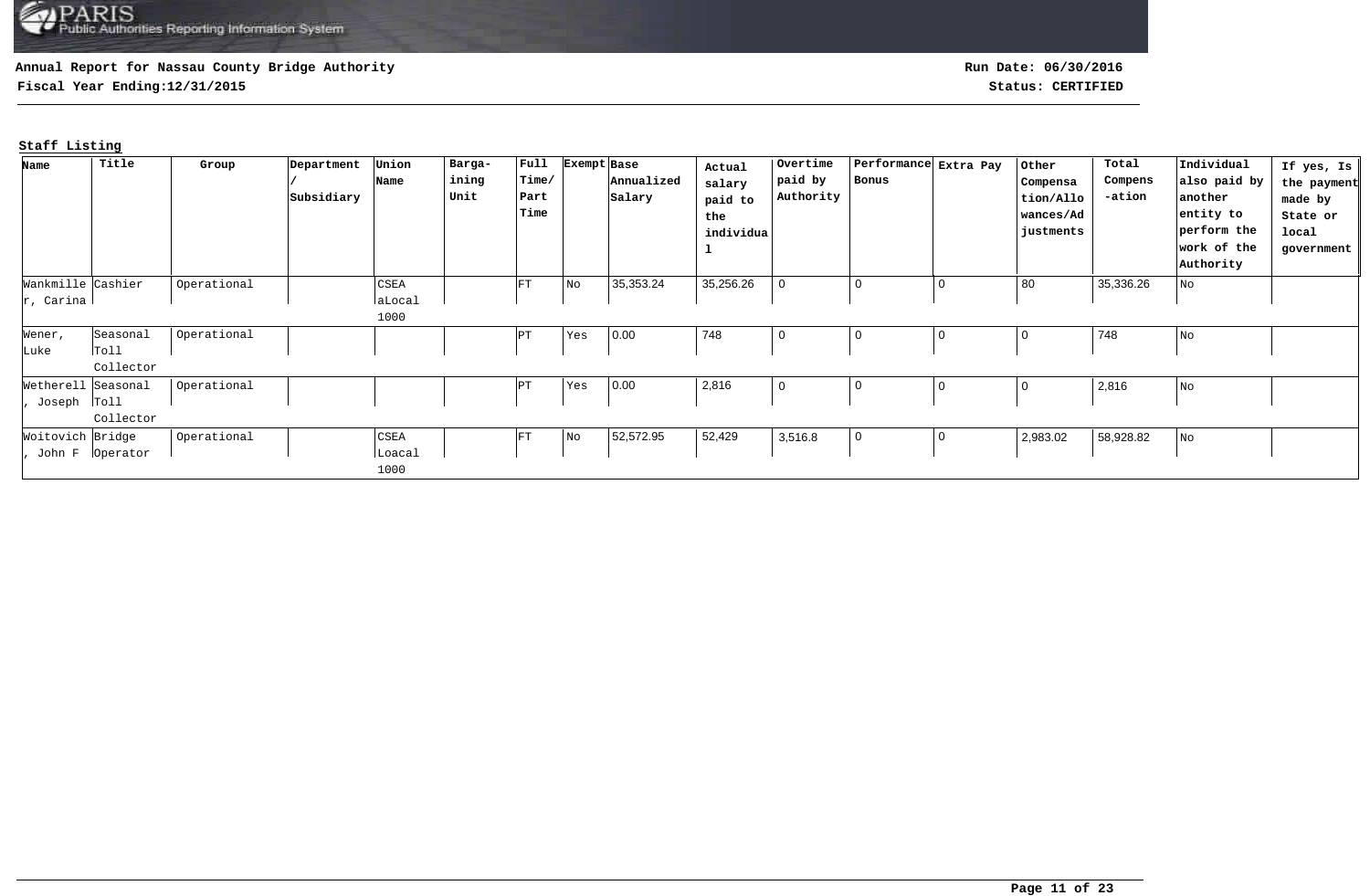Annual Report for Nassau County Bridge Authority

Fiscal Year Ending:12/31/2015

Run Date: 06/30/2016

Status: CERTIFIED

**Staff Listing**

| Name | Title | Group | Department / Subsidiary | Union Name | Barga-ining Unit | Full Time/ Part Time | Exempt | Base Annualized Salary | Actual salary paid to the individual | Overtime paid by Authority | Performance Bonus | Extra Pay | Other Compensation/Allowances/Adjustments | Total Compens-ation | Individual also paid by another entity to perform the work of the Authority | If yes, Is the payment made by State or local government |
|---|---|---|---|---|---|---|---|---|---|---|---|---|---|---|---|---|
| Wankmiller, Carina | Cashier | Operational | | CSEA aLocal 1000 | | FT | No | 35,353.24 | 35,256.26 | 0 | 0 | 0 | 80 | 35,336.26 | No | |
| Wener, Luke | Seasonal Toll Collector | Operational | | | | PT | Yes | 0.00 | 748 | 0 | 0 | 0 | 0 | 748 | No | |
| Wetherell, Joseph | Seasonal Toll Collector | Operational | | | | PT | Yes | 0.00 | 2,816 | 0 | 0 | 0 | 0 | 2,816 | No | |
| Woitovich, John F | Bridge Operator | Operational | | CSEA Loacal 1000 | | FT | No | 52,572.95 | 52,429 | 3,516.8 | 0 | 0 | 2,983.02 | 58,928.82 | No | |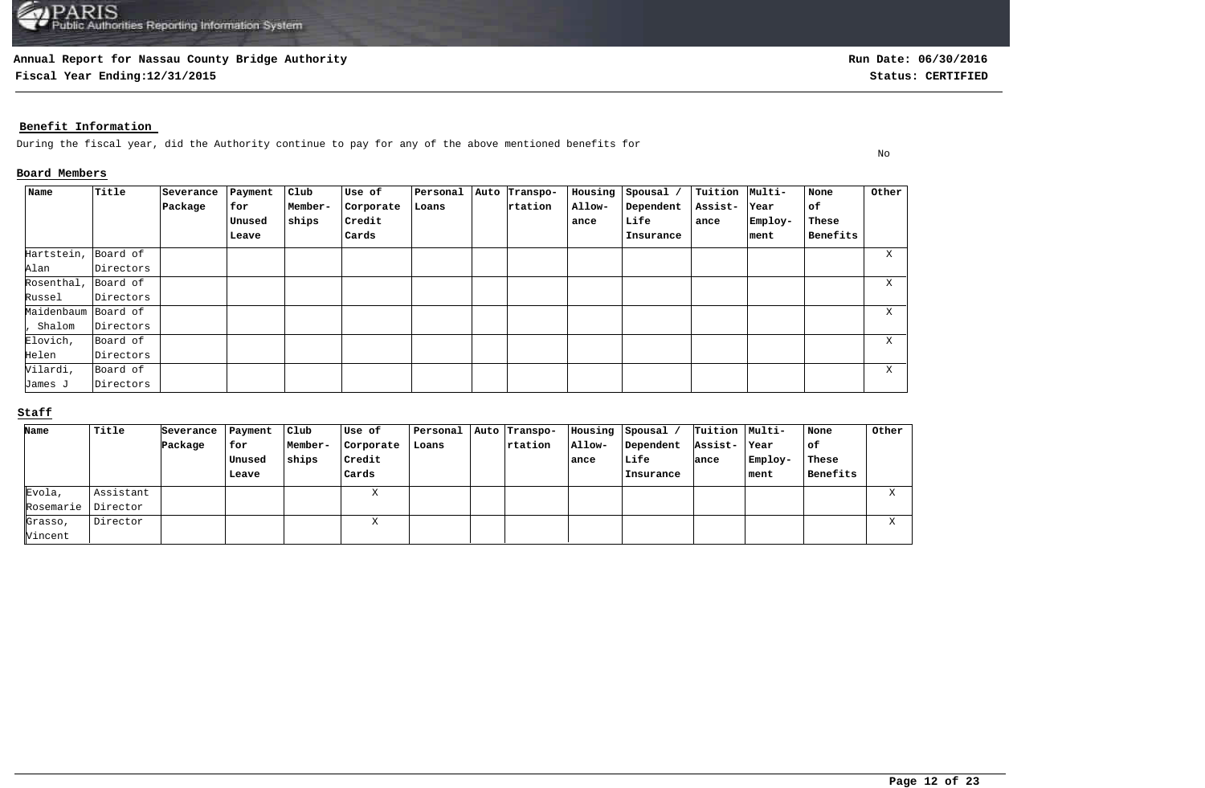**Annual Report for Nassau County Bridge Authority**
**Fiscal Year Ending:12/31/2015**

**Run Date: 06/30/2016**
**Status: CERTIFIED**

## Benefit Information

During the fiscal year, did the Authority continue to pay for any of the above mentioned benefits for — No

### Board Members

| Name | Title | Severance Package | Payment for Unused Leave | Club Memberships | Use of Corporate Credit Cards | Personal Loans | Auto | Transportation | Housing Allowance | Spousal / Dependent Life Insurance | Tuition Assistance | Multi-Year Employment | None of These Benefits | Other |
|---|---|---|---|---|---|---|---|---|---|---|---|---|---|---|
| Hartstein, Alan | Board of Directors | | | | | | | | | | | | | X |
| Rosenthal, Russel | Board of Directors | | | | | | | | | | | | | X |
| Maidenbaum, Shalom | Board of Directors | | | | | | | | | | | | | X |
| Elovich, Helen | Board of Directors | | | | | | | | | | | | | X |
| Vilardi, James J | Board of Directors | | | | | | | | | | | | | X |

### Staff

| Name | Title | Severance Package | Payment for Unused Leave | Club Memberships | Use of Corporate Credit Cards | Personal Loans | Auto | Transportation | Housing Allowance | Spousal / Dependent Life Insurance | Tuition Assistance | Multi-Year Employment | None of These Benefits | Other |
|---|---|---|---|---|---|---|---|---|---|---|---|---|---|---|
| Evola, Rosemarie | Assistant Director | | | | X | | | | | | | | | X |
| Grasso, Vincent | Director | | | | X | | | | | | | | | X |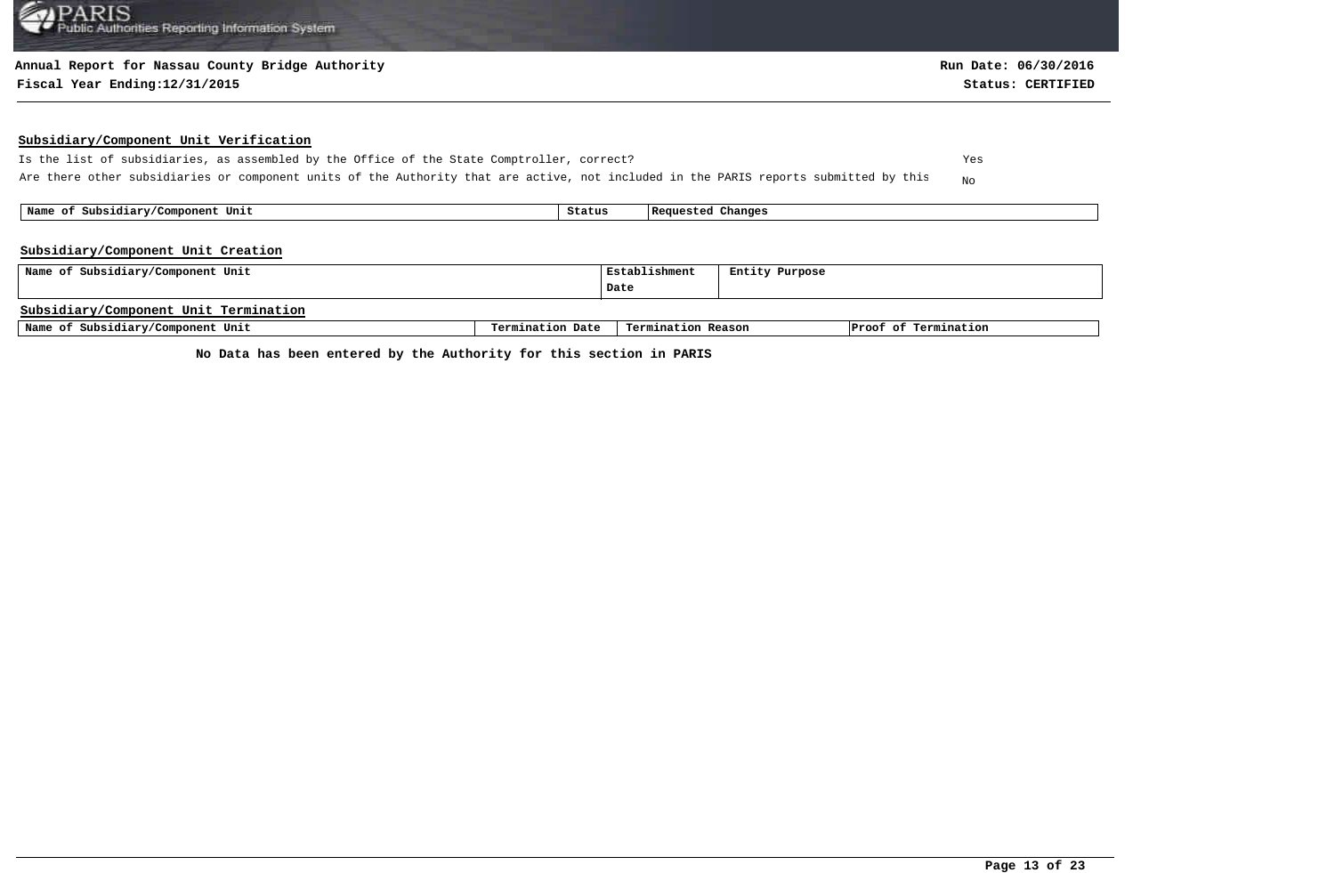**Annual Report for Nassau County Bridge Authority**

**Fiscal Year Ending:12/31/2015**

**Run Date: 06/30/2016**

**Status: CERTIFIED**

## Subsidiary/Component Unit Verification

| | |
|---|---|
| Is the list of subsidiaries, as assembled by the Office of the State Comptroller, correct? | Yes |
| Are there other subsidiaries or component units of the Authority that are active, not included in the PARIS reports submitted by this | No |

| Name of Subsidiary/Component Unit | Status | Requested Changes |
|---|---|---|

## Subsidiary/Component Unit Creation

| Name of Subsidiary/Component Unit | Establishment Date | Entity Purpose |
|---|---|---|

## Subsidiary/Component Unit Termination

| Name of Subsidiary/Component Unit | Termination Date | Termination Reason | Proof of Termination |
|---|---|---|---|

**No Data has been entered by the Authority for this section in PARIS**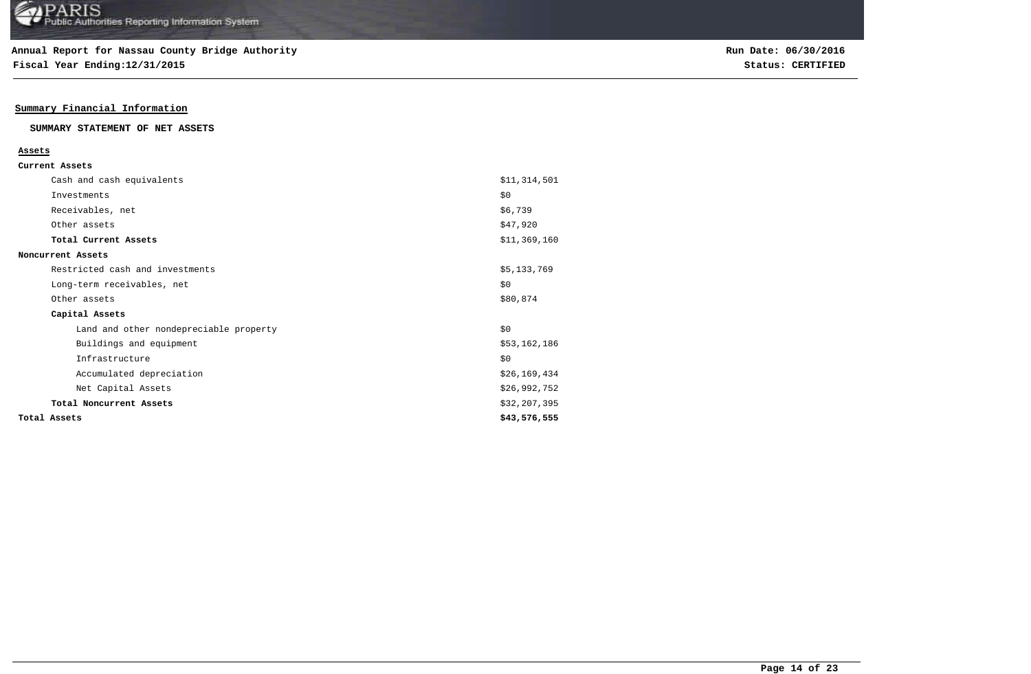**Annual Report for Nassau County Bridge Authority**
**Fiscal Year Ending:12/31/2015**

**Run Date: 06/30/2016**
**Status: CERTIFIED**

## Summary Financial Information

### SUMMARY STATEMENT OF NET ASSETS

| Assets | |
|---|---|
| **Current Assets** | |
| Cash and cash equivalents | $11,314,501 |
| Investments | $0 |
| Receivables, net | $6,739 |
| Other assets | $47,920 |
| **Total Current Assets** | $11,369,160 |
| **Noncurrent Assets** | |
| Restricted cash and investments | $5,133,769 |
| Long-term receivables, net | $0 |
| Other assets | $80,874 |
| **Capital Assets** | |
| Land and other nondepreciable property | $0 |
| Buildings and equipment | $53,162,186 |
| Infrastructure | $0 |
| Accumulated depreciation | $26,169,434 |
| Net Capital Assets | $26,992,752 |
| **Total Noncurrent Assets** | $32,207,395 |
| **Total Assets** | **$43,576,555** |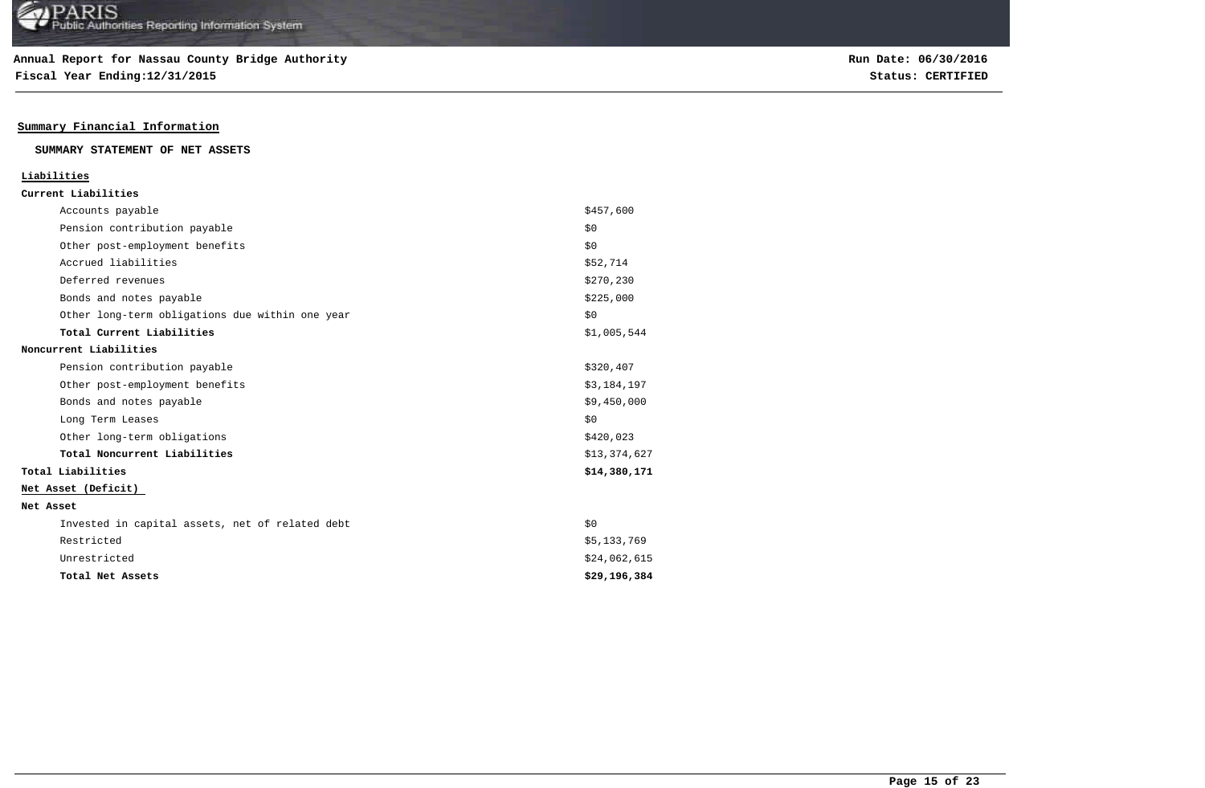**Annual Report for Nassau County Bridge Authority**
**Fiscal Year Ending:12/31/2015**

**Run Date: 06/30/2016**
**Status: CERTIFIED**

## Summary Financial Information

### SUMMARY STATEMENT OF NET ASSETS

| | |
|---|---|
| **Liabilities** | |
| **Current Liabilities** | |
| Accounts payable | $457,600 |
| Pension contribution payable | $0 |
| Other post-employment benefits | $0 |
| Accrued liabilities | $52,714 |
| Deferred revenues | $270,230 |
| Bonds and notes payable | $225,000 |
| Other long-term obligations due within one year | $0 |
| **Total Current Liabilities** | $1,005,544 |
| **Noncurrent Liabilities** | |
| Pension contribution payable | $320,407 |
| Other post-employment benefits | $3,184,197 |
| Bonds and notes payable | $9,450,000 |
| Long Term Leases | $0 |
| Other long-term obligations | $420,023 |
| **Total Noncurrent Liabilities** | $13,374,627 |
| **Total Liabilities** | **$14,380,171** |
| **Net Asset (Deficit)** | |
| **Net Asset** | |
| Invested in capital assets, net of related debt | $0 |
| Restricted | $5,133,769 |
| Unrestricted | $24,062,615 |
| **Total Net Assets** | **$29,196,384** |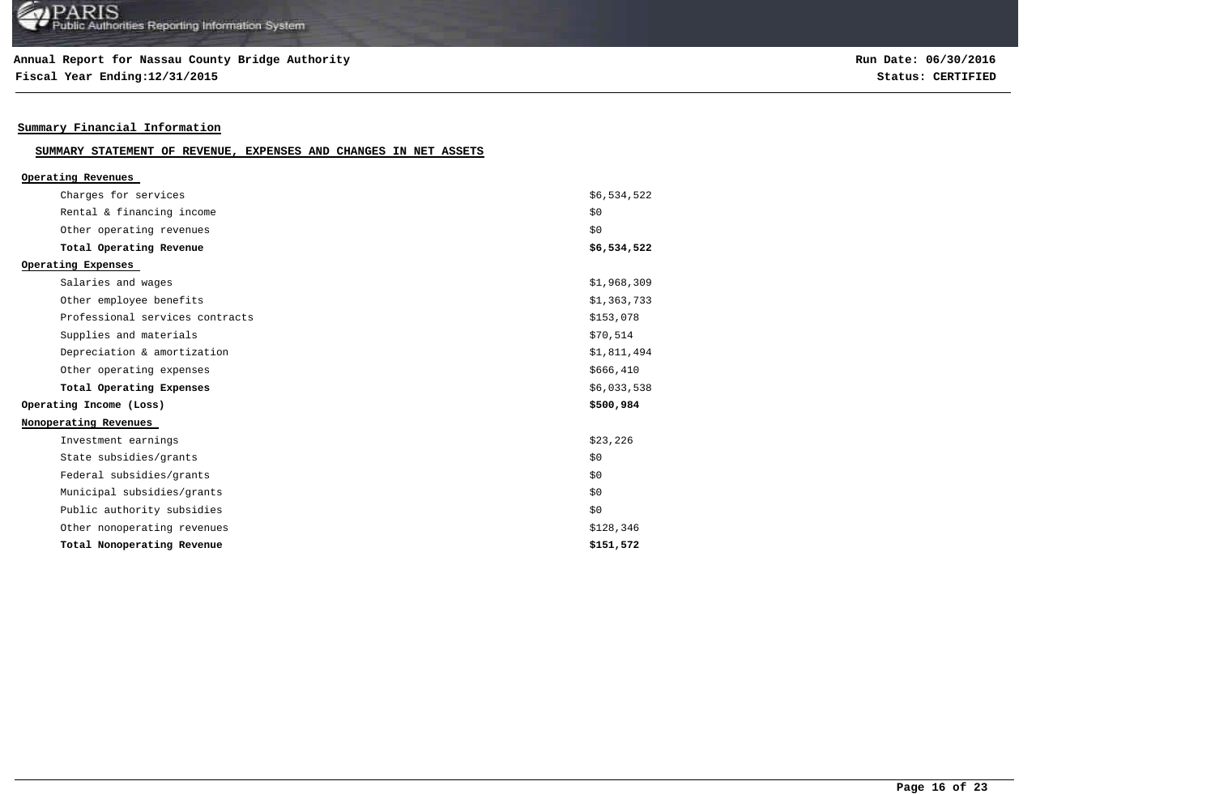**Annual Report for Nassau County Bridge Authority**
**Fiscal Year Ending:12/31/2015**

**Run Date: 06/30/2016**
**Status: CERTIFIED**

## Summary Financial Information

### SUMMARY STATEMENT OF REVENUE, EXPENSES AND CHANGES IN NET ASSETS

| | |
|---|---|
| **Operating Revenues** | |
| Charges for services | $6,534,522 |
| Rental & financing income | $0 |
| Other operating revenues | $0 |
| **Total Operating Revenue** | **$6,534,522** |
| **Operating Expenses** | |
| Salaries and wages | $1,968,309 |
| Other employee benefits | $1,363,733 |
| Professional services contracts | $153,078 |
| Supplies and materials | $70,514 |
| Depreciation & amortization | $1,811,494 |
| Other operating expenses | $666,410 |
| **Total Operating Expenses** | $6,033,538 |
| **Operating Income (Loss)** | **$500,984** |
| **Nonoperating Revenues** | |
| Investment earnings | $23,226 |
| State subsidies/grants | $0 |
| Federal subsidies/grants | $0 |
| Municipal subsidies/grants | $0 |
| Public authority subsidies | $0 |
| Other nonoperating revenues | $128,346 |
| **Total Nonoperating Revenue** | **$151,572** |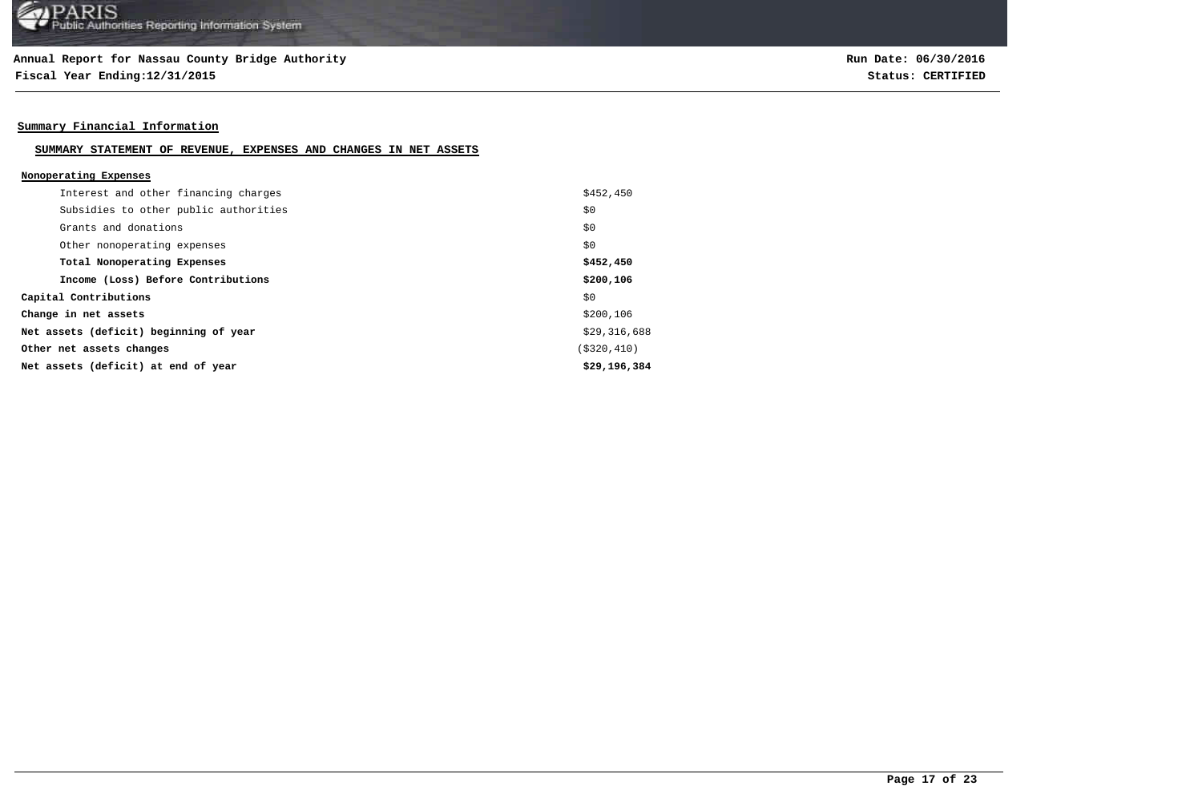**Annual Report for Nassau County Bridge Authority**
**Fiscal Year Ending:12/31/2015**

**Run Date: 06/30/2016**
**Status: CERTIFIED**

## Summary Financial Information

### SUMMARY STATEMENT OF REVENUE, EXPENSES AND CHANGES IN NET ASSETS

| **Nonoperating Expenses** | |
|---|---|
| Interest and other financing charges | $452,450 |
| Subsidies to other public authorities | $0 |
| Grants and donations | $0 |
| Other nonoperating expenses | $0 |
| **Total Nonoperating Expenses** | **$452,450** |
| **Income (Loss) Before Contributions** | **$200,106** |
| **Capital Contributions** | $0 |
| **Change in net assets** | $200,106 |
| **Net assets (deficit) beginning of year** | $29,316,688 |
| **Other net assets changes** | ($320,410) |
| **Net assets (deficit) at end of year** | **$29,196,384** |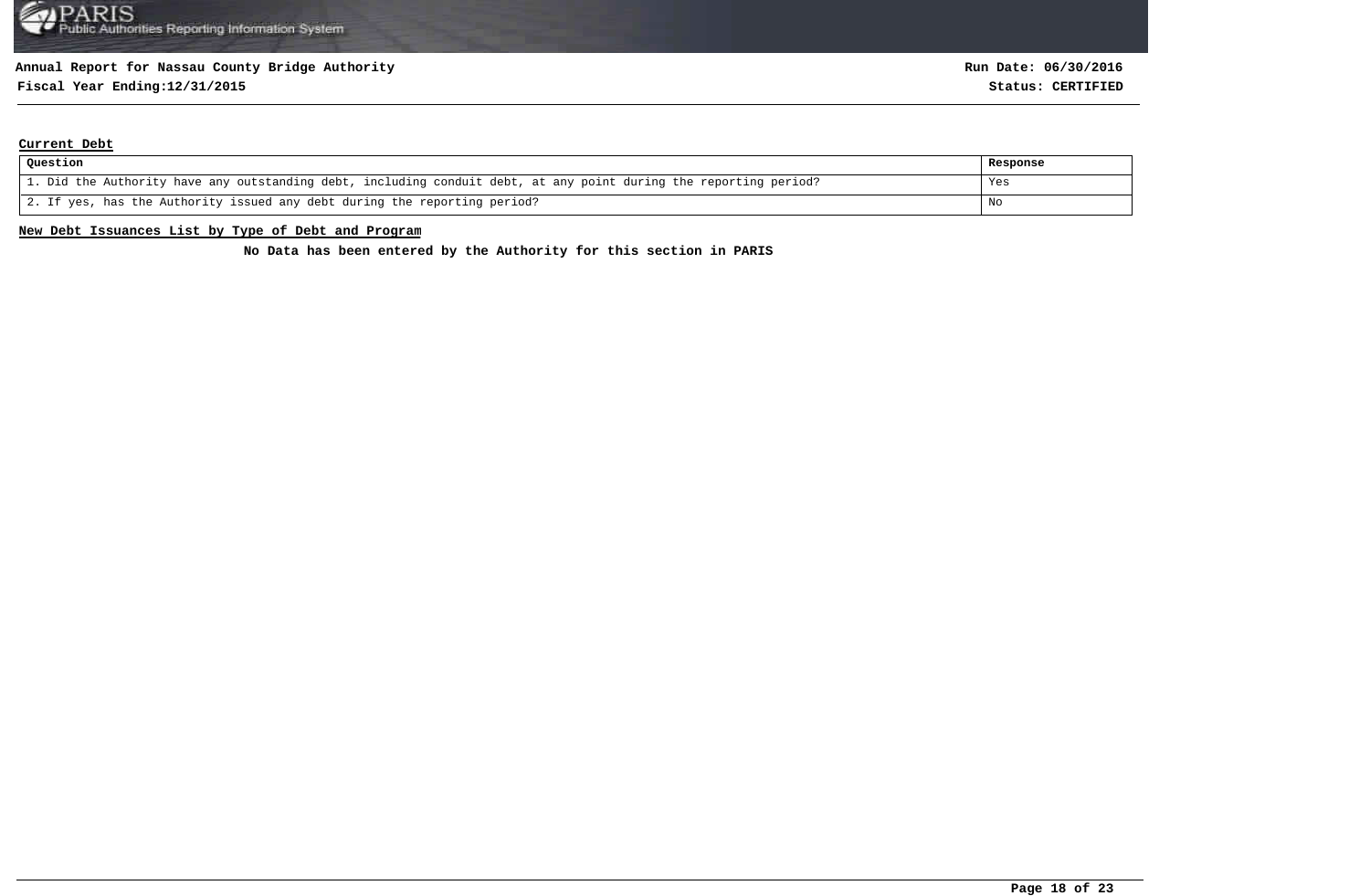**Annual Report for Nassau County Bridge Authority**
**Fiscal Year Ending:12/31/2015**

**Run Date: 06/30/2016**
**Status: CERTIFIED**

## Current Debt

| Question | Response |
|---|---|
| 1. Did the Authority have any outstanding debt, including conduit debt, at any point during the reporting period? | Yes |
| 2. If yes, has the Authority issued any debt during the reporting period? | No |

## New Debt Issuances List by Type of Debt and Program

**No Data has been entered by the Authority for this section in PARIS**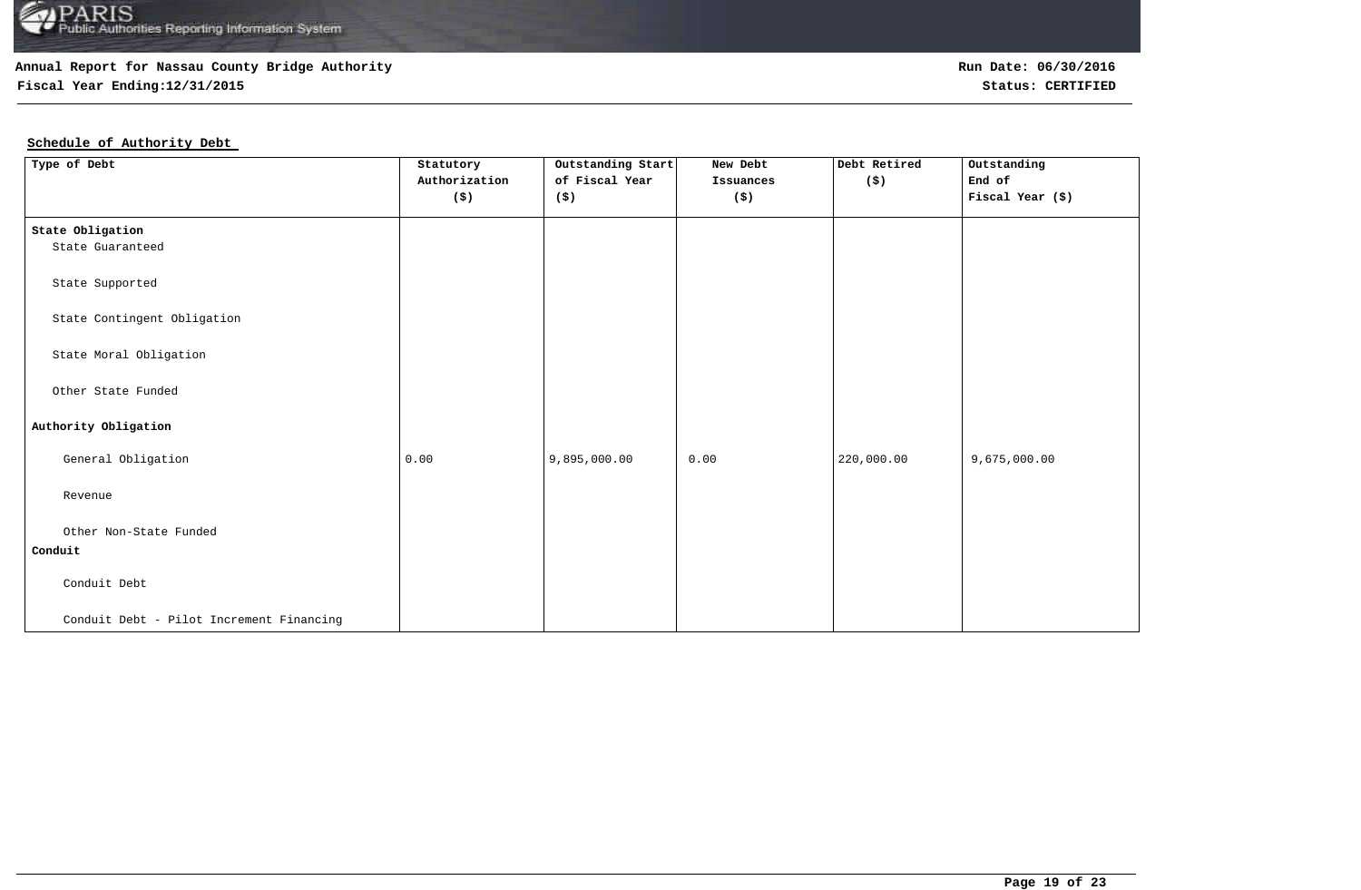**Annual Report for Nassau County Bridge Authority**
**Fiscal Year Ending:12/31/2015**

**Run Date: 06/30/2016**
**Status: CERTIFIED**

## Schedule of Authority Debt

| Type of Debt | Statutory Authorization ($) | Outstanding Start of Fiscal Year ($) | New Debt Issuances ($) | Debt Retired ($) | Outstanding End of Fiscal Year ($) |
|---|---|---|---|---|---|
| **State Obligation** | | | | | |
| State Guaranteed | | | | | |
| State Supported | | | | | |
| State Contingent Obligation | | | | | |
| State Moral Obligation | | | | | |
| Other State Funded | | | | | |
| **Authority Obligation** | | | | | |
| General Obligation | 0.00 | 9,895,000.00 | 0.00 | 220,000.00 | 9,675,000.00 |
| Revenue | | | | | |
| Other Non-State Funded | | | | | |
| **Conduit** | | | | | |
| Conduit Debt | | | | | |
| Conduit Debt - Pilot Increment Financing | | | | | |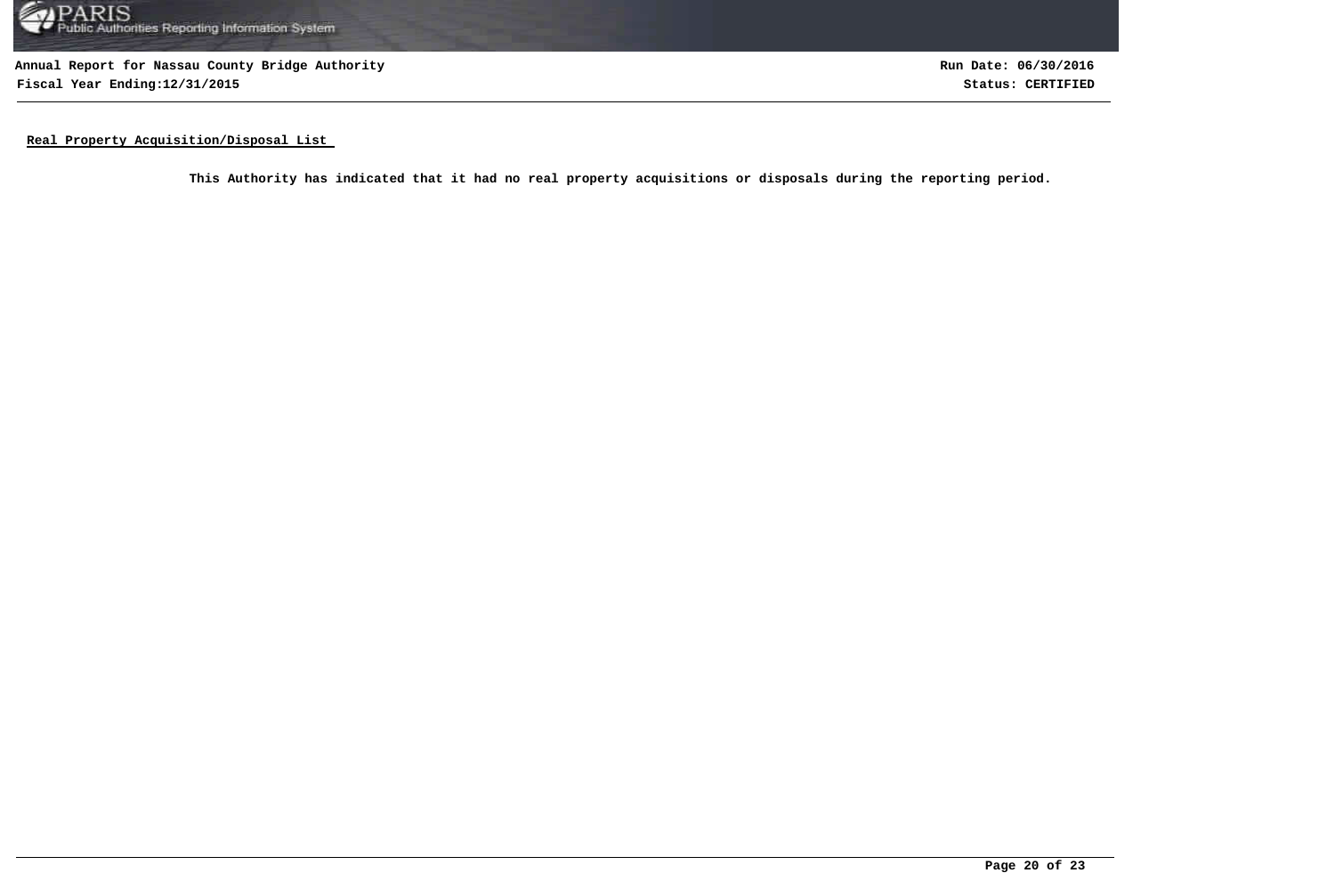Annual Report for Nassau County Bridge Authority

Fiscal Year Ending:12/31/2015

Run Date: 06/30/2016

Status: CERTIFIED

## Real Property Acquisition/Disposal List

**This Authority has indicated that it had no real property acquisitions or disposals during the reporting period.**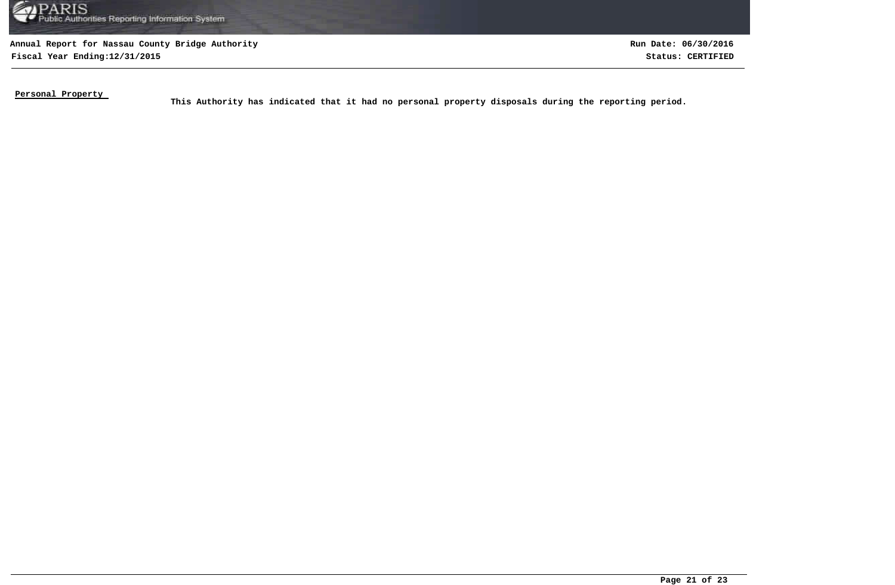**Personal Property**

**This Authority has indicated that it had no personal property disposals during the reporting period.**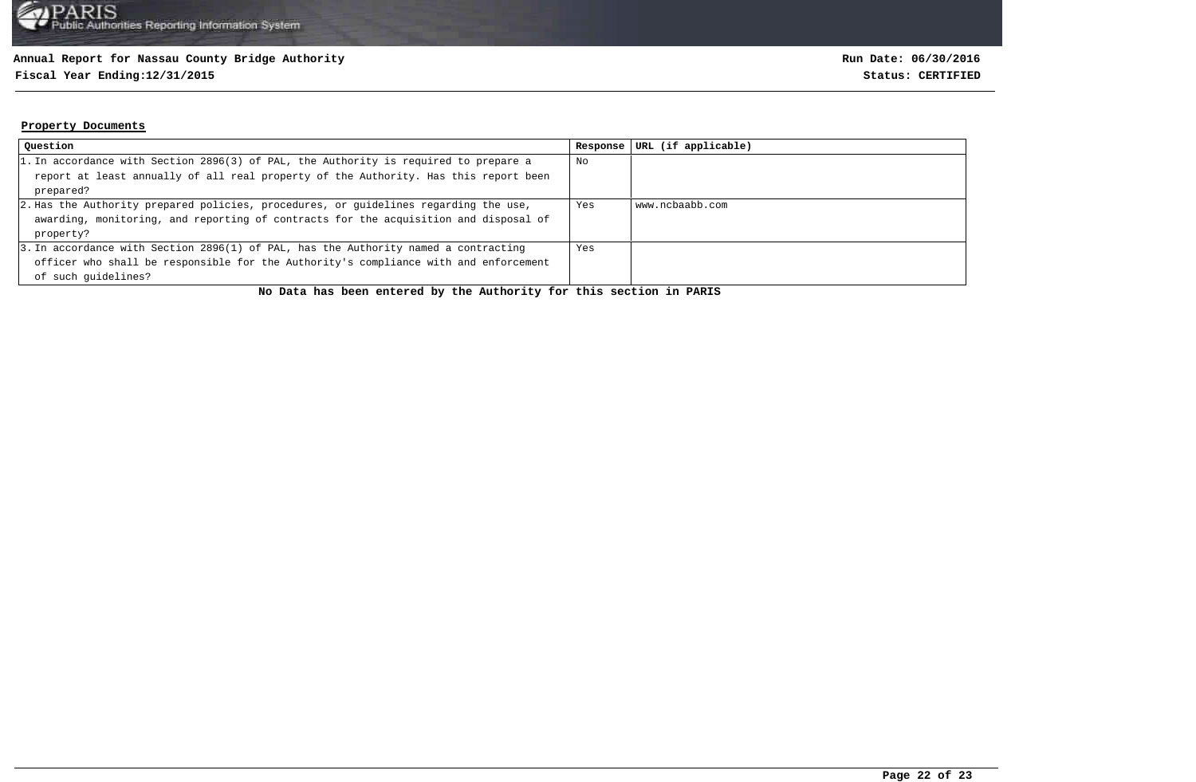**Annual Report for Nassau County Bridge Authority**
**Fiscal Year Ending:12/31/2015**

**Run Date: 06/30/2016**
**Status: CERTIFIED**

## Property Documents

| Question | Response | URL (if applicable) |
|---|---|---|
| 1. In accordance with Section 2896(3) of PAL, the Authority is required to prepare a report at least annually of all real property of the Authority. Has this report been prepared? | No | |
| 2. Has the Authority prepared policies, procedures, or guidelines regarding the use, awarding, monitoring, and reporting of contracts for the acquisition and disposal of property? | Yes | www.ncbaabb.com |
| 3. In accordance with Section 2896(1) of PAL, has the Authority named a contracting officer who shall be responsible for the Authority's compliance with and enforcement of such guidelines? | Yes | |

**No Data has been entered by the Authority for this section in PARIS**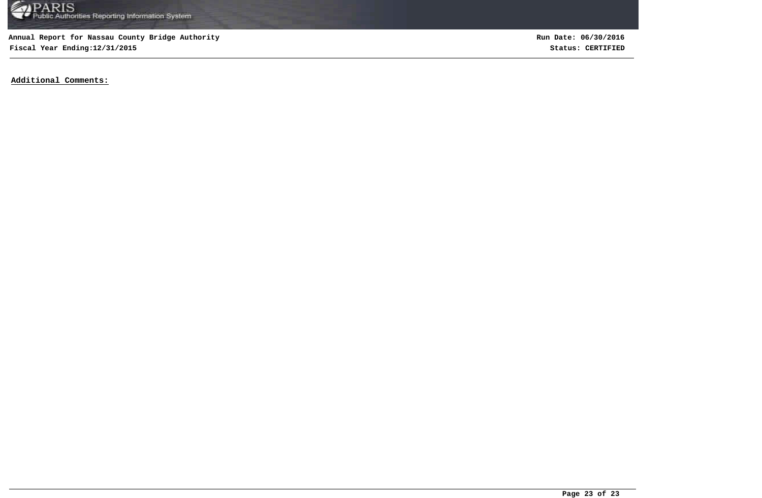**Additional Comments:**